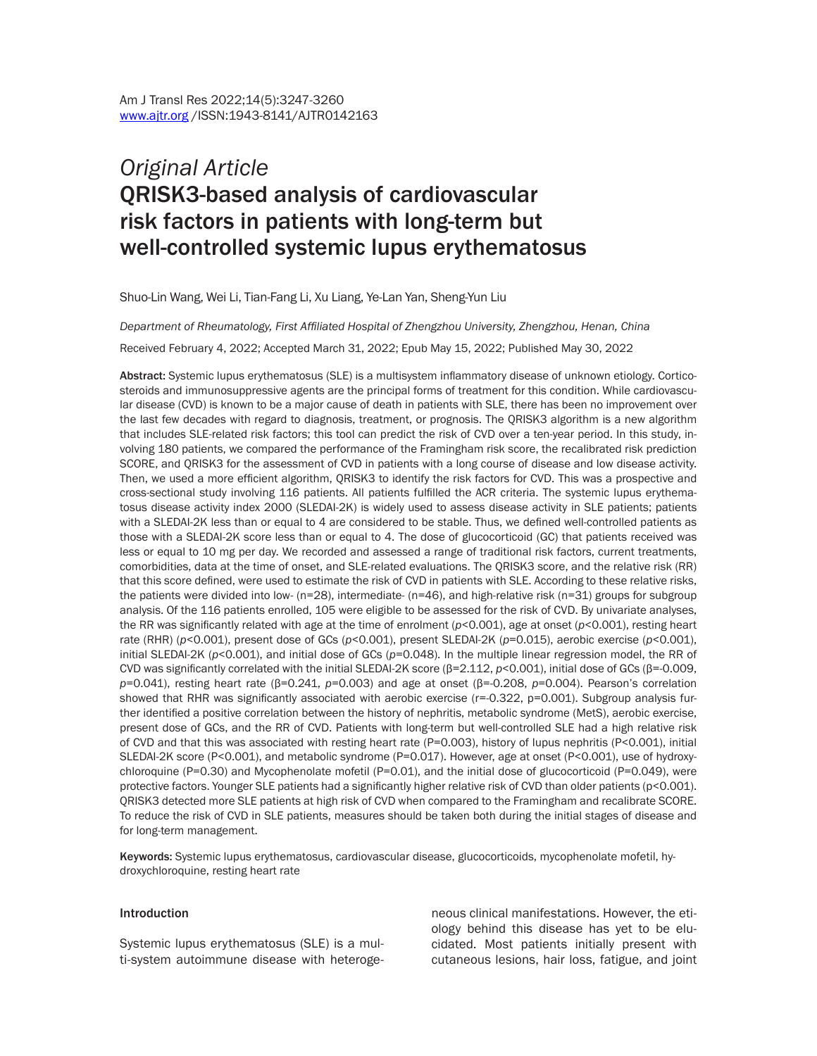*Original Article*

# QRISK3-based analysis of cardiovascular risk factors in patients with long-term but well-controlled systemic lupus erythematosus

Shuo-Lin Wang, Wei Li, Tian-Fang Li, Xu Liang, Ye-Lan Yan, Sheng-Yun Liu

*Department of Rheumatology, First Affiliated Hospital of Zhengzhou University, Zhengzhou, Henan, China*

Received February 4, 2022; Accepted March 31, 2022; Epub May 15, 2022; Published May 30, 2022

**Abstract:** Systemic lupus erythematosus (SLE) is a multisystem inflammatory disease of unknown etiology. Corticosteroids and immunosuppressive agents are the principal forms of treatment for this condition. While cardiovascular disease (CVD) is known to be a major cause of death in patients with SLE, there has been no improvement over the last few decades with regard to diagnosis, treatment, or prognosis. The QRISK3 algorithm is a new algorithm that includes SLE-related risk factors; this tool can predict the risk of CVD over a ten-year period. In this study, involving 180 patients, we compared the performance of the Framingham risk score, the recalibrated risk prediction SCORE, and QRISK3 for the assessment of CVD in patients with a long course of disease and low disease activity. Then, we used a more efficient algorithm, QRISK3 to identify the risk factors for CVD. This was a prospective and cross-sectional study involving 116 patients. All patients fulfilled the ACR criteria. The systemic lupus erythematosus disease activity index 2000 (SLEDAI-2K) is widely used to assess disease activity in SLE patients; patients with a SLEDAI-2K less than or equal to 4 are considered to be stable. Thus, we defined well-controlled patients as those with a SLEDAI-2K score less than or equal to 4. The dose of glucocorticoid (GC) that patients received was less or equal to 10 mg per day. We recorded and assessed a range of traditional risk factors, current treatments, comorbidities, data at the time of onset, and SLE-related evaluations. The QRISK3 score, and the relative risk (RR) that this score defined, were used to estimate the risk of CVD in patients with SLE. According to these relative risks, the patients were divided into low- (n=28), intermediate- (n=46), and high-relative risk (n=31) groups for subgroup analysis. Of the 116 patients enrolled, 105 were eligible to be assessed for the risk of CVD. By univariate analyses, the RR was significantly related with age at the time of enrolment (*p*<0.001), age at onset (*p*<0.001), resting heart rate (RHR) (*p*<0.001), present dose of GCs (*p*<0.001), present SLEDAI-2K (*p*=0.015), aerobic exercise (*p*<0.001), initial SLEDAI-2K (*p*<0.001), and initial dose of GCs (*p*=0.048). In the multiple linear regression model, the RR of CVD was significantly correlated with the initial SLEDAI-2K score (β=2.112, *p*<0.001), initial dose of GCs (β=-0.009, *p*=0.041), resting heart rate (β=0.241, *p*=0.003) and age at onset (β=-0.208, *p*=0.004). Pearson's correlation showed that RHR was significantly associated with aerobic exercise (r=-0.322, p=0.001). Subgroup analysis further identified a positive correlation between the history of nephritis, metabolic syndrome (MetS), aerobic exercise, present dose of GCs, and the RR of CVD. Patients with long-term but well-controlled SLE had a high relative risk of CVD and that this was associated with resting heart rate (P=0.003), history of lupus nephritis (P<0.001), initial SLEDAI-2K score (P<0.001), and metabolic syndrome (P=0.017). However, age at onset (P<0.001), use of hydroxychloroquine (P=0.30) and Mycophenolate mofetil (P=0.01), and the initial dose of glucocorticoid (P=0.049), were protective factors. Younger SLE patients had a significantly higher relative risk of CVD than older patients (p<0.001). QRISK3 detected more SLE patients at high risk of CVD when compared to the Framingham and recalibrate SCORE. To reduce the risk of CVD in SLE patients, measures should be taken both during the initial stages of disease and for long-term management.

**Keywords:** Systemic lupus erythematosus, cardiovascular disease, glucocorticoids, mycophenolate mofetil, hydroxychloroquine, resting heart rate

## Introduction

Systemic lupus erythematosus (SLE) is a multi-system autoimmune disease with heterogeneous clinical manifestations. However, the etiology behind this disease has yet to be elucidated. Most patients initially present with cutaneous lesions, hair loss, fatigue, and joint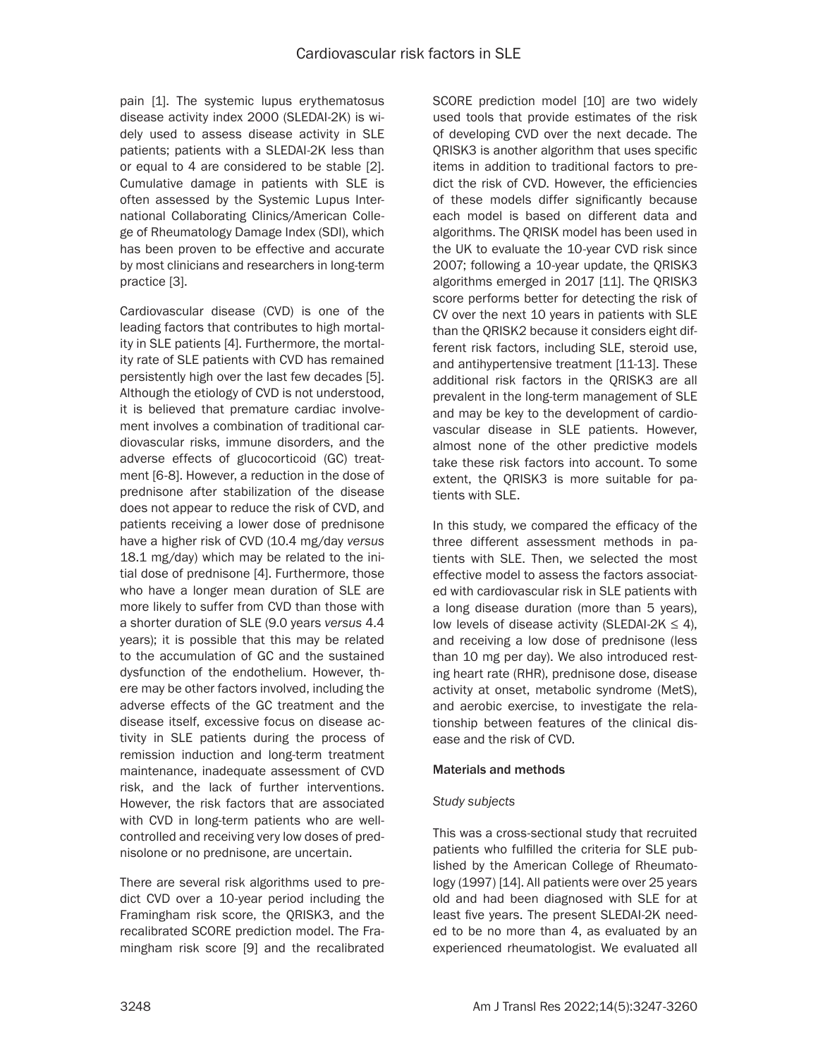pain [1]. The systemic lupus erythematosus disease activity index 2000 (SLEDAI-2K) is widely used to assess disease activity in SLE patients; patients with a SLEDAI-2K less than or equal to 4 are considered to be stable [2]. Cumulative damage in patients with SLE is often assessed by the Systemic Lupus International Collaborating Clinics/American College of Rheumatology Damage Index (SDI), which has been proven to be effective and accurate by most clinicians and researchers in long-term practice [3].

Cardiovascular disease (CVD) is one of the leading factors that contributes to high mortality in SLE patients [4]. Furthermore, the mortality rate of SLE patients with CVD has remained persistently high over the last few decades [5]. Although the etiology of CVD is not understood, it is believed that premature cardiac involvement involves a combination of traditional cardiovascular risks, immune disorders, and the adverse effects of glucocorticoid (GC) treatment [6-8]. However, a reduction in the dose of prednisone after stabilization of the disease does not appear to reduce the risk of CVD, and patients receiving a lower dose of prednisone have a higher risk of CVD (10.4 mg/day *versus* 18.1 mg/day) which may be related to the initial dose of prednisone [4]. Furthermore, those who have a longer mean duration of SLE are more likely to suffer from CVD than those with a shorter duration of SLE (9.0 years *versus* 4.4 years); it is possible that this may be related to the accumulation of GC and the sustained dysfunction of the endothelium. However, there may be other factors involved, including the adverse effects of the GC treatment and the disease itself, excessive focus on disease activity in SLE patients during the process of remission induction and long-term treatment maintenance, inadequate assessment of CVD risk, and the lack of further interventions. However, the risk factors that are associated with CVD in long-term patients who are well-controlled and receiving very low doses of prednisolone or no prednisone, are uncertain.

There are several risk algorithms used to predict CVD over a 10-year period including the Framingham risk score, the QRISK3, and the recalibrated SCORE prediction model. The Framingham risk score [9] and the recalibrated SCORE prediction model [10] are two widely used tools that provide estimates of the risk of developing CVD over the next decade. The QRISK3 is another algorithm that uses specific items in addition to traditional factors to predict the risk of CVD. However, the efficiencies of these models differ significantly because each model is based on different data and algorithms. The QRISK model has been used in the UK to evaluate the 10-year CVD risk since 2007; following a 10-year update, the QRISK3 algorithms emerged in 2017 [11]. The QRISK3 score performs better for detecting the risk of CV over the next 10 years in patients with SLE than the QRISK2 because it considers eight different risk factors, including SLE, steroid use, and antihypertensive treatment [11-13]. These additional risk factors in the QRISK3 are all prevalent in the long-term management of SLE and may be key to the development of cardiovascular disease in SLE patients. However, almost none of the other predictive models take these risk factors into account. To some extent, the QRISK3 is more suitable for patients with SLE.

In this study, we compared the efficacy of the three different assessment methods in patients with SLE. Then, we selected the most effective model to assess the factors associated with cardiovascular risk in SLE patients with a long disease duration (more than 5 years), low levels of disease activity (SLEDAI-2K $\leq 4$), and receiving a low dose of prednisone (less than 10 mg per day). We also introduced resting heart rate (RHR), prednisone dose, disease activity at onset, metabolic syndrome (MetS), and aerobic exercise, to investigate the relationship between features of the clinical disease and the risk of CVD.

## Materials and methods

### *Study subjects*

This was a cross-sectional study that recruited patients who fulfilled the criteria for SLE published by the American College of Rheumatology (1997) [14]. All patients were over 25 years old and had been diagnosed with SLE for at least five years. The present SLEDAI-2K needed to be no more than 4, as evaluated by an experienced rheumatologist. We evaluated all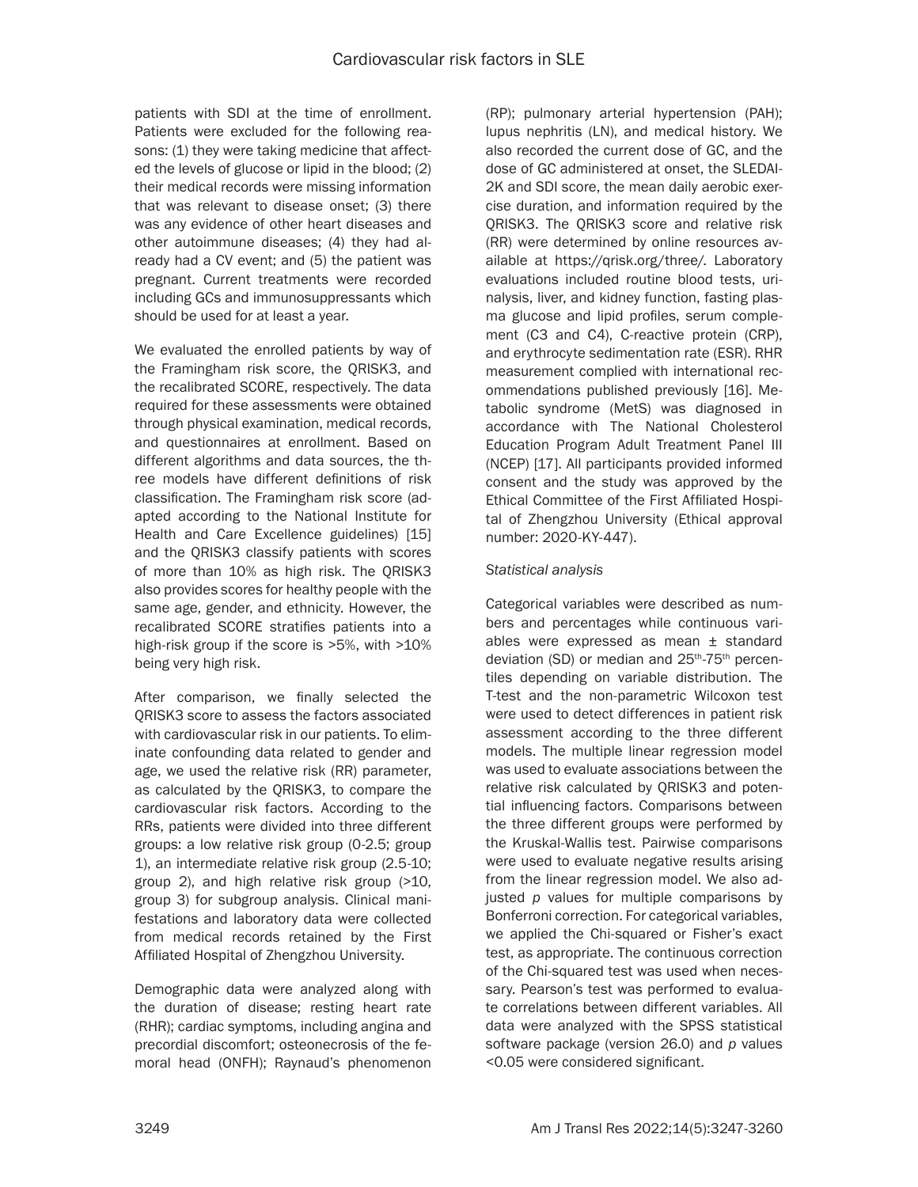patients with SDI at the time of enrollment. Patients were excluded for the following reasons: (1) they were taking medicine that affected the levels of glucose or lipid in the blood; (2) their medical records were missing information that was relevant to disease onset; (3) there was any evidence of other heart diseases and other autoimmune diseases; (4) they had already had a CV event; and (5) the patient was pregnant. Current treatments were recorded including GCs and immunosuppressants which should be used for at least a year.

We evaluated the enrolled patients by way of the Framingham risk score, the QRISK3, and the recalibrated SCORE, respectively. The data required for these assessments were obtained through physical examination, medical records, and questionnaires at enrollment. Based on different algorithms and data sources, the three models have different definitions of risk classification. The Framingham risk score (adapted according to the National Institute for Health and Care Excellence guidelines) [15] and the QRISK3 classify patients with scores of more than 10% as high risk. The QRISK3 also provides scores for healthy people with the same age, gender, and ethnicity. However, the recalibrated SCORE stratifies patients into a high-risk group if the score is >5%, with >10% being very high risk.

After comparison, we finally selected the QRISK3 score to assess the factors associated with cardiovascular risk in our patients. To eliminate confounding data related to gender and age, we used the relative risk (RR) parameter, as calculated by the QRISK3, to compare the cardiovascular risk factors. According to the RRs, patients were divided into three different groups: a low relative risk group (0-2.5; group 1), an intermediate relative risk group (2.5-10; group 2), and high relative risk group (>10, group 3) for subgroup analysis. Clinical manifestations and laboratory data were collected from medical records retained by the First Affiliated Hospital of Zhengzhou University.

Demographic data were analyzed along with the duration of disease; resting heart rate (RHR); cardiac symptoms, including angina and precordial discomfort; osteonecrosis of the femoral head (ONFH); Raynaud's phenomenon (RP); pulmonary arterial hypertension (PAH); lupus nephritis (LN), and medical history. We also recorded the current dose of GC, and the dose of GC administered at onset, the SLEDAI-2K and SDI score, the mean daily aerobic exercise duration, and information required by the QRISK3. The QRISK3 score and relative risk (RR) were determined by online resources available at https://qrisk.org/three/. Laboratory evaluations included routine blood tests, urinalysis, liver, and kidney function, fasting plasma glucose and lipid profiles, serum complement (C3 and C4), C-reactive protein (CRP), and erythrocyte sedimentation rate (ESR). RHR measurement complied with international recommendations published previously [16]. Metabolic syndrome (MetS) was diagnosed in accordance with The National Cholesterol Education Program Adult Treatment Panel III (NCEP) [17]. All participants provided informed consent and the study was approved by the Ethical Committee of the First Affiliated Hospital of Zhengzhou University (Ethical approval number: 2020-KY-447).

### *Statistical analysis*

Categorical variables were described as numbers and percentages while continuous variables were expressed as mean ± standard deviation (SD) or median and 25th-75th percentiles depending on variable distribution. The T-test and the non-parametric Wilcoxon test were used to detect differences in patient risk assessment according to the three different models. The multiple linear regression model was used to evaluate associations between the relative risk calculated by QRISK3 and potential influencing factors. Comparisons between the three different groups were performed by the Kruskal-Wallis test. Pairwise comparisons were used to evaluate negative results arising from the linear regression model. We also adjusted $p$ values for multiple comparisons by Bonferroni correction. For categorical variables, we applied the Chi-squared or Fisher's exact test, as appropriate. The continuous correction of the Chi-squared test was used when necessary. Pearson's test was performed to evaluate correlations between different variables. All data were analyzed with the SPSS statistical software package (version 26.0) and $p$ values <0.05 were considered significant.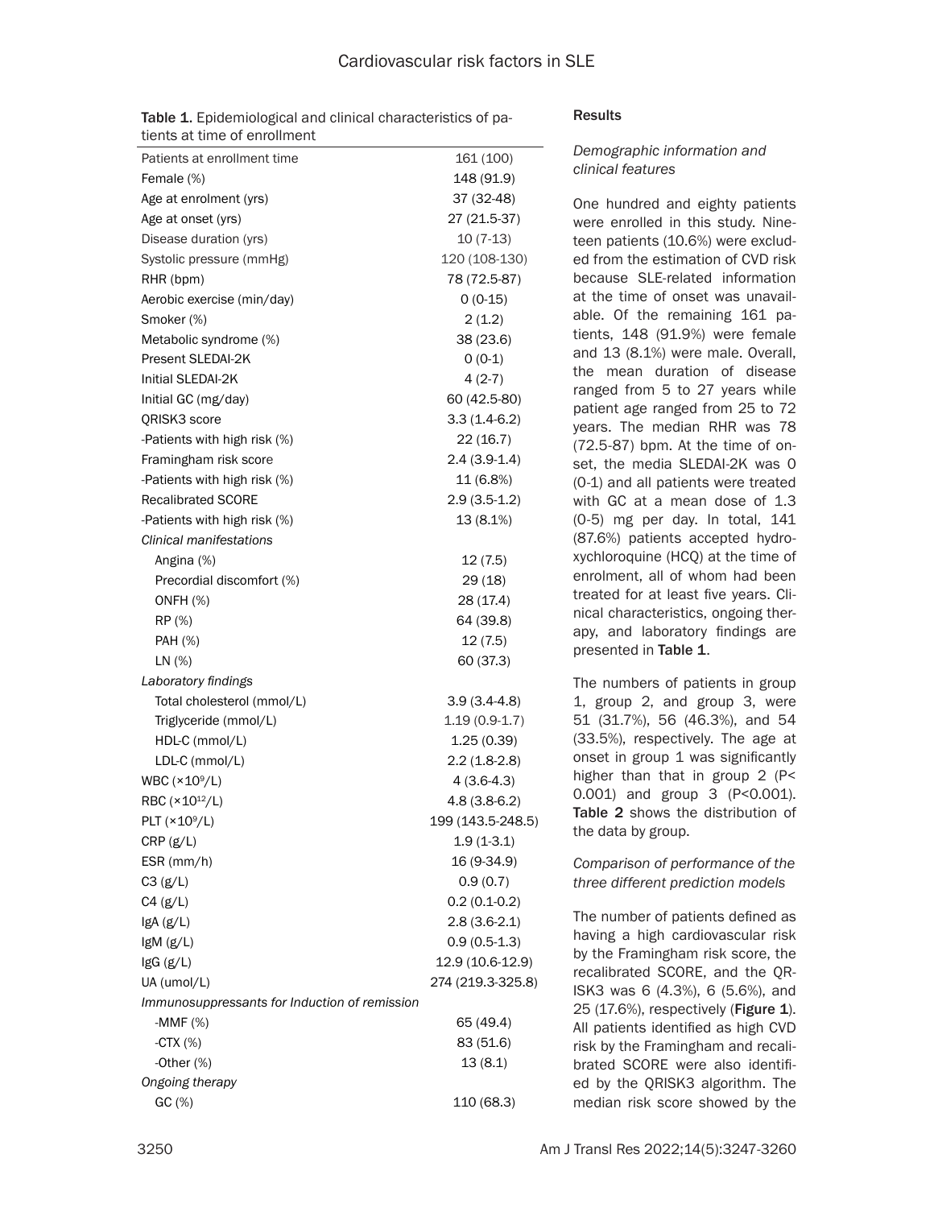**Table 1.** Epidemiological and clinical characteristics of patients at time of enrollment

| | |
|---|---|
| Patients at enrollment time | 161 (100) |
| Female (%) | 148 (91.9) |
| Age at enrolment (yrs) | 37 (32-48) |
| Age at onset (yrs) | 27 (21.5-37) |
| Disease duration (yrs) | 10 (7-13) |
| Systolic pressure (mmHg) | 120 (108-130) |
| RHR (bpm) | 78 (72.5-87) |
| Aerobic exercise (min/day) | 0 (0-15) |
| Smoker (%) | 2 (1.2) |
| Metabolic syndrome (%) | 38 (23.6) |
| Present SLEDAI-2K | 0 (0-1) |
| Initial SLEDAI-2K | 4 (2-7) |
| Initial GC (mg/day) | 60 (42.5-80) |
| QRISK3 score | 3.3 (1.4-6.2) |
| -Patients with high risk (%) | 22 (16.7) |
| Framingham risk score | 2.4 (3.9-1.4) |
| -Patients with high risk (%) | 11 (6.8%) |
| Recalibrated SCORE | 2.9 (3.5-1.2) |
| -Patients with high risk (%) | 13 (8.1%) |
| *Clinical manifestations* | |
| Angina (%) | 12 (7.5) |
| Precordial discomfort (%) | 29 (18) |
| ONFH (%) | 28 (17.4) |
| RP (%) | 64 (39.8) |
| PAH (%) | 12 (7.5) |
| LN (%) | 60 (37.3) |
| *Laboratory findings* | |
| Total cholesterol (mmol/L) | 3.9 (3.4-4.8) |
| Triglyceride (mmol/L) | 1.19 (0.9-1.7) |
| HDL-C (mmol/L) | 1.25 (0.39) |
| LDL-C (mmol/L) | 2.2 (1.8-2.8) |
| WBC ($\times10^9$/L) | 4 (3.6-4.3) |
| RBC ($\times10^{12}$/L) | 4.8 (3.8-6.2) |
| PLT ($\times10^9$/L) | 199 (143.5-248.5) |
| CRP (g/L) | 1.9 (1-3.1) |
| ESR (mm/h) | 16 (9-34.9) |
| C3 (g/L) | 0.9 (0.7) |
| C4 (g/L) | 0.2 (0.1-0.2) |
| IgA (g/L) | 2.8 (3.6-2.1) |
| IgM (g/L) | 0.9 (0.5-1.3) |
| IgG (g/L) | 12.9 (10.6-12.9) |
| UA (umol/L) | 274 (219.3-325.8) |
| *Immunosuppressants for Induction of remission* | |
| -MMF (%) | 65 (49.4) |
| -CTX (%) | 83 (51.6) |
| -Other (%) | 13 (8.1) |
| *Ongoing therapy* | |
| GC (%) | 110 (68.3) |

## Results

### *Demographic information and clinical features*

One hundred and eighty patients were enrolled in this study. Nineteen patients (10.6%) were excluded from the estimation of CVD risk because SLE-related information at the time of onset was unavailable. Of the remaining 161 patients, 148 (91.9%) were female and 13 (8.1%) were male. Overall, the mean duration of disease ranged from 5 to 27 years while patient age ranged from 25 to 72 years. The median RHR was 78 (72.5-87) bpm. At the time of onset, the media SLEDAI-2K was 0 (0-1) and all patients were treated with GC at a mean dose of 1.3 (0-5) mg per day. In total, 141 (87.6%) patients accepted hydroxychloroquine (HCQ) at the time of enrolment, all of whom had been treated for at least five years. Clinical characteristics, ongoing therapy, and laboratory findings are presented in **Table 1**.

The numbers of patients in group 1, group 2, and group 3, were 51 (31.7%), 56 (46.3%), and 54 (33.5%), respectively. The age at onset in group 1 was significantly higher than that in group 2 ($P < 0.001$) and group 3 ($P < 0.001$). **Table 2** shows the distribution of the data by group.

### *Comparison of performance of the three different prediction models*

The number of patients defined as having a high cardiovascular risk by the Framingham risk score, the recalibrated SCORE, and the QRISK3 was 6 (4.3%), 6 (5.6%), and 25 (17.6%), respectively (**Figure 1**). All patients identified as high CVD risk by the Framingham and recalibrated SCORE were also identified by the QRISK3 algorithm. The median risk score showed by the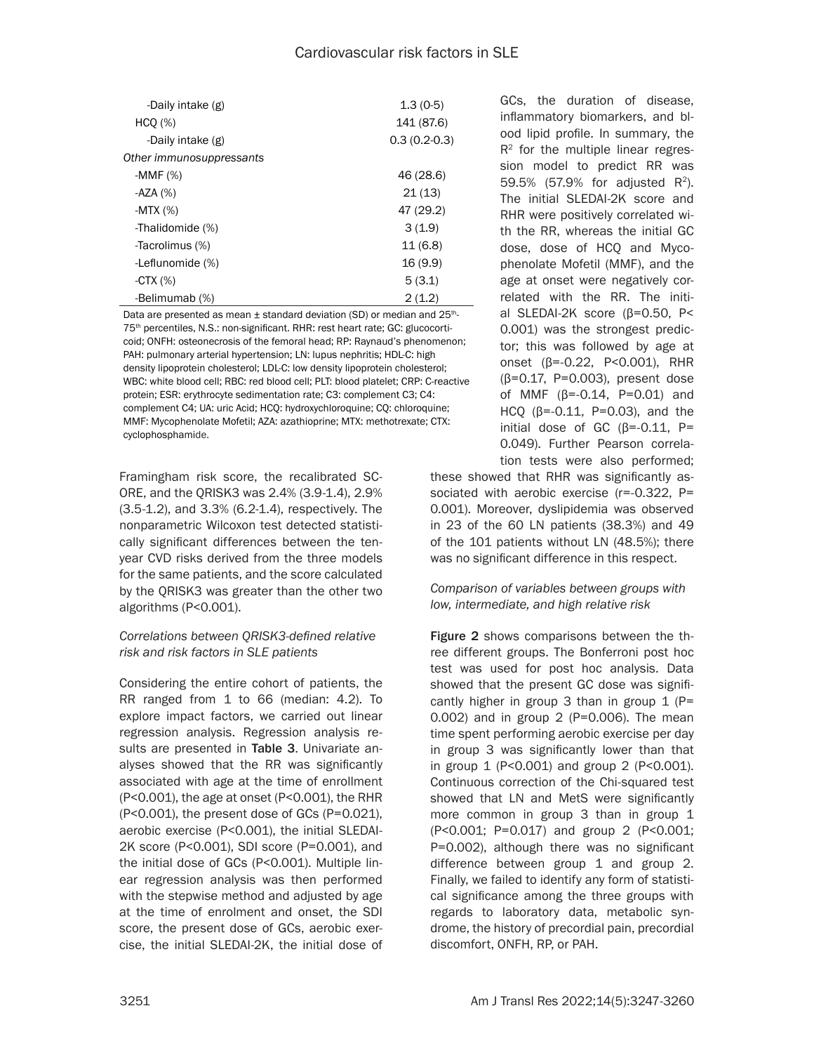| | |
|---|---|
| -Daily intake (g) | 1.3 (0-5) |
| HCQ (%) | 141 (87.6) |
| -Daily intake (g) | 0.3 (0.2-0.3) |
| *Other immunosuppressants* | |
| -MMF (%) | 46 (28.6) |
| -AZA (%) | 21 (13) |
| -MTX (%) | 47 (29.2) |
| -Thalidomide (%) | 3 (1.9) |
| -Tacrolimus (%) | 11 (6.8) |
| -Leflunomide (%) | 16 (9.9) |
| -CTX (%) | 5 (3.1) |
| -Belimumab (%) | 2 (1.2) |

Data are presented as mean ± standard deviation (SD) or median and 25th-75th percentiles, N.S.: non-significant. RHR: rest heart rate; GC: glucocorticoid; ONFH: osteonecrosis of the femoral head; RP: Raynaud's phenomenon; PAH: pulmonary arterial hypertension; LN: lupus nephritis; HDL-C: high density lipoprotein cholesterol; LDL-C: low density lipoprotein cholesterol; WBC: white blood cell; RBC: red blood cell; PLT: blood platelet; CRP: C-reactive protein; ESR: erythrocyte sedimentation rate; C3: complement C3; C4: complement C4; UA: uric Acid; HCQ: hydroxychloroquine; CQ: chloroquine; MMF: Mycophenolate Mofetil; AZA: azathioprine; MTX: methotrexate; CTX: cyclophosphamide.

Framingham risk score, the recalibrated SCORE, and the QRISK3 was 2.4% (3.9-1.4), 2.9% (3.5-1.2), and 3.3% (6.2-1.4), respectively. The nonparametric Wilcoxon test detected statistically significant differences between the ten-year CVD risks derived from the three models for the same patients, and the score calculated by the QRISK3 was greater than the other two algorithms (P<0.001).

*Correlations between QRISK3-defined relative risk and risk factors in SLE patients*

Considering the entire cohort of patients, the RR ranged from 1 to 66 (median: 4.2). To explore impact factors, we carried out linear regression analysis. Regression analysis results are presented in **Table 3**. Univariate analyses showed that the RR was significantly associated with age at the time of enrollment (P<0.001), the age at onset (P<0.001), the RHR (P<0.001), the present dose of GCs (P=0.021), aerobic exercise (P<0.001), the initial SLEDAI-2K score (P<0.001), SDI score (P=0.001), and the initial dose of GCs (P<0.001). Multiple linear regression analysis was then performed with the stepwise method and adjusted by age at the time of enrolment and onset, the SDI score, the present dose of GCs, aerobic exercise, the initial SLEDAI-2K, the initial dose of GCs, the duration of disease, inflammatory biomarkers, and blood lipid profile. In summary, the $R^2$ for the multiple linear regression model to predict RR was 59.5% (57.9% for adjusted $R^2$). The initial SLEDAI-2K score and RHR were positively correlated with the RR, whereas the initial GC dose, dose of HCQ and Mycophenolate Mofetil (MMF), and the age at onset were negatively correlated with the RR. The initial SLEDAI-2K score (β=0.50, P<0.001) was the strongest predictor; this was followed by age at onset (β=-0.22, P<0.001), RHR (β=0.17, P=0.003), present dose of MMF (β=-0.14, P=0.01) and HCQ (β=-0.11, P=0.03), and the initial dose of GC (β=-0.11, P=0.049). Further Pearson correlation tests were also performed; these showed that RHR was significantly associated with aerobic exercise (r=-0.322, P=0.001). Moreover, dyslipidemia was observed in 23 of the 60 LN patients (38.3%) and 49 of the 101 patients without LN (48.5%); there was no significant difference in this respect.

*Comparison of variables between groups with low, intermediate, and high relative risk*

**Figure 2** shows comparisons between the three different groups. The Bonferroni post hoc test was used for post hoc analysis. Data showed that the present GC dose was significantly higher in group 3 than in group 1 (P=0.002) and in group 2 (P=0.006). The mean time spent performing aerobic exercise per day in group 3 was significantly lower than that in group 1 (P<0.001) and group 2 (P<0.001). Continuous correction of the Chi-squared test showed that LN and MetS were significantly more common in group 3 than in group 1 (P<0.001; P=0.017) and group 2 (P<0.001; P=0.002), although there was no significant difference between group 1 and group 2. Finally, we failed to identify any form of statistical significance among the three groups with regards to laboratory data, metabolic syndrome, the history of precordial pain, precordial discomfort, ONFH, RP, or PAH.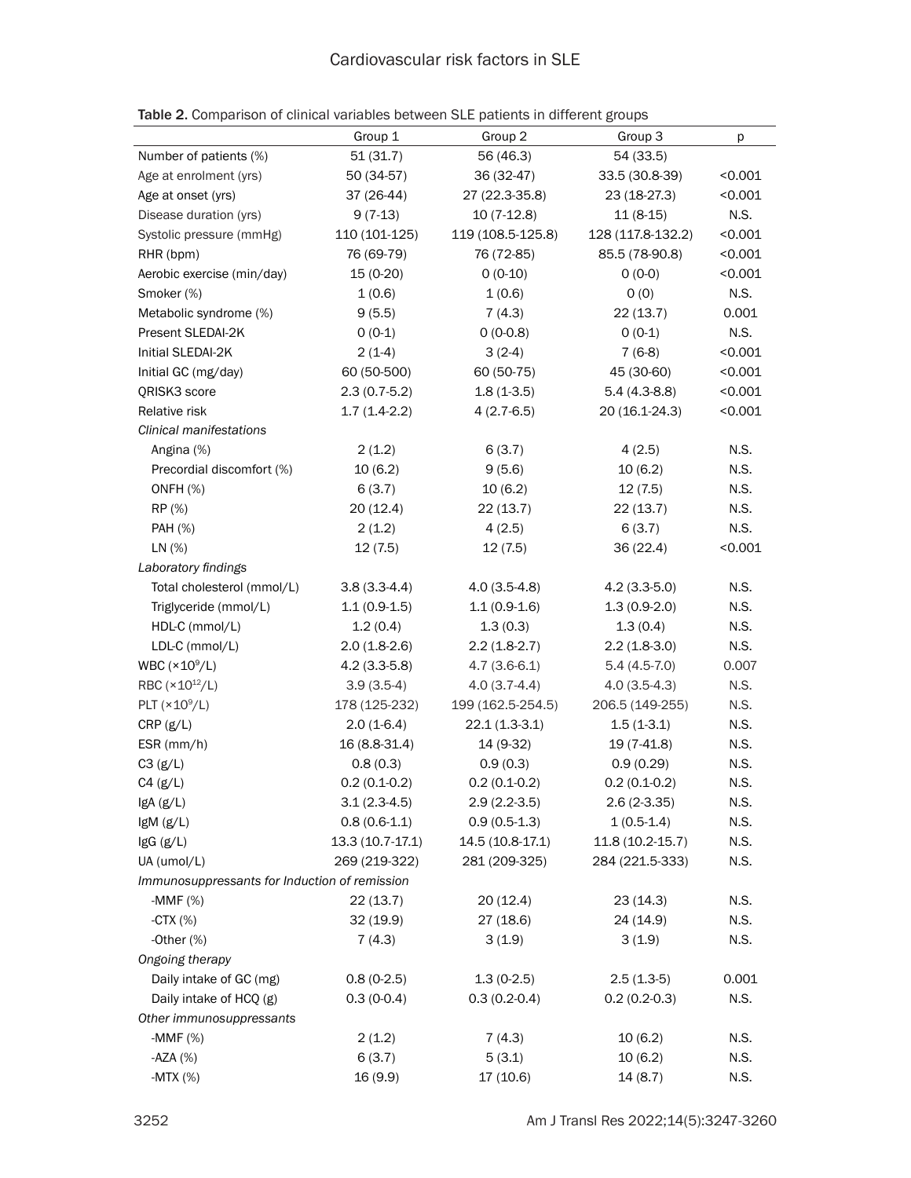**Table 2.** Comparison of clinical variables between SLE patients in different groups

| | Group 1 | Group 2 | Group 3 | p |
|---|---|---|---|---|
| Number of patients (%) | 51 (31.7) | 56 (46.3) | 54 (33.5) | |
| Age at enrolment (yrs) | 50 (34-57) | 36 (32-47) | 33.5 (30.8-39) | <0.001 |
| Age at onset (yrs) | 37 (26-44) | 27 (22.3-35.8) | 23 (18-27.3) | <0.001 |
| Disease duration (yrs) | 9 (7-13) | 10 (7-12.8) | 11 (8-15) | N.S. |
| Systolic pressure (mmHg) | 110 (101-125) | 119 (108.5-125.8) | 128 (117.8-132.2) | <0.001 |
| RHR (bpm) | 76 (69-79) | 76 (72-85) | 85.5 (78-90.8) | <0.001 |
| Aerobic exercise (min/day) | 15 (0-20) | 0 (0-10) | 0 (0-0) | <0.001 |
| Smoker (%) | 1 (0.6) | 1 (0.6) | 0 (0) | N.S. |
| Metabolic syndrome (%) | 9 (5.5) | 7 (4.3) | 22 (13.7) | 0.001 |
| Present SLEDAI-2K | 0 (0-1) | 0 (0-0.8) | 0 (0-1) | N.S. |
| Initial SLEDAI-2K | 2 (1-4) | 3 (2-4) | 7 (6-8) | <0.001 |
| Initial GC (mg/day) | 60 (50-500) | 60 (50-75) | 45 (30-60) | <0.001 |
| QRISK3 score | 2.3 (0.7-5.2) | 1.8 (1-3.5) | 5.4 (4.3-8.8) | <0.001 |
| Relative risk | 1.7 (1.4-2.2) | 4 (2.7-6.5) | 20 (16.1-24.3) | <0.001 |
| *Clinical manifestations* | | | | |
| Angina (%) | 2 (1.2) | 6 (3.7) | 4 (2.5) | N.S. |
| Precordial discomfort (%) | 10 (6.2) | 9 (5.6) | 10 (6.2) | N.S. |
| ONFH (%) | 6 (3.7) | 10 (6.2) | 12 (7.5) | N.S. |
| RP (%) | 20 (12.4) | 22 (13.7) | 22 (13.7) | N.S. |
| PAH (%) | 2 (1.2) | 4 (2.5) | 6 (3.7) | N.S. |
| LN (%) | 12 (7.5) | 12 (7.5) | 36 (22.4) | <0.001 |
| *Laboratory findings* | | | | |
| Total cholesterol (mmol/L) | 3.8 (3.3-4.4) | 4.0 (3.5-4.8) | 4.2 (3.3-5.0) | N.S. |
| Triglyceride (mmol/L) | 1.1 (0.9-1.5) | 1.1 (0.9-1.6) | 1.3 (0.9-2.0) | N.S. |
| HDL-C (mmol/L) | 1.2 (0.4) | 1.3 (0.3) | 1.3 (0.4) | N.S. |
| LDL-C (mmol/L) | 2.0 (1.8-2.6) | 2.2 (1.8-2.7) | 2.2 (1.8-3.0) | N.S. |
| WBC ($\times 10^9$/L) | 4.2 (3.3-5.8) | 4.7 (3.6-6.1) | 5.4 (4.5-7.0) | 0.007 |
| RBC ($\times 10^{12}$/L) | 3.9 (3.5-4) | 4.0 (3.7-4.4) | 4.0 (3.5-4.3) | N.S. |
| PLT ($\times 10^9$/L) | 178 (125-232) | 199 (162.5-254.5) | 206.5 (149-255) | N.S. |
| CRP (g/L) | 2.0 (1-6.4) | 22.1 (1.3-3.1) | 1.5 (1-3.1) | N.S. |
| ESR (mm/h) | 16 (8.8-31.4) | 14 (9-32) | 19 (7-41.8) | N.S. |
| C3 (g/L) | 0.8 (0.3) | 0.9 (0.3) | 0.9 (0.29) | N.S. |
| C4 (g/L) | 0.2 (0.1-0.2) | 0.2 (0.1-0.2) | 0.2 (0.1-0.2) | N.S. |
| IgA (g/L) | 3.1 (2.3-4.5) | 2.9 (2.2-3.5) | 2.6 (2-3.35) | N.S. |
| IgM (g/L) | 0.8 (0.6-1.1) | 0.9 (0.5-1.3) | 1 (0.5-1.4) | N.S. |
| IgG (g/L) | 13.3 (10.7-17.1) | 14.5 (10.8-17.1) | 11.8 (10.2-15.7) | N.S. |
| UA (umol/L) | 269 (219-322) | 281 (209-325) | 284 (221.5-333) | N.S. |
| *Immunosuppressants for Induction of remission* | | | | |
| -MMF (%) | 22 (13.7) | 20 (12.4) | 23 (14.3) | N.S. |
| -CTX (%) | 32 (19.9) | 27 (18.6) | 24 (14.9) | N.S. |
| -Other (%) | 7 (4.3) | 3 (1.9) | 3 (1.9) | N.S. |
| *Ongoing therapy* | | | | |
| Daily intake of GC (mg) | 0.8 (0-2.5) | 1.3 (0-2.5) | 2.5 (1.3-5) | 0.001 |
| Daily intake of HCQ (g) | 0.3 (0-0.4) | 0.3 (0.2-0.4) | 0.2 (0.2-0.3) | N.S. |
| *Other immunosuppressants* | | | | |
| -MMF (%) | 2 (1.2) | 7 (4.3) | 10 (6.2) | N.S. |
| -AZA (%) | 6 (3.7) | 5 (3.1) | 10 (6.2) | N.S. |
| -MTX (%) | 16 (9.9) | 17 (10.6) | 14 (8.7) | N.S. |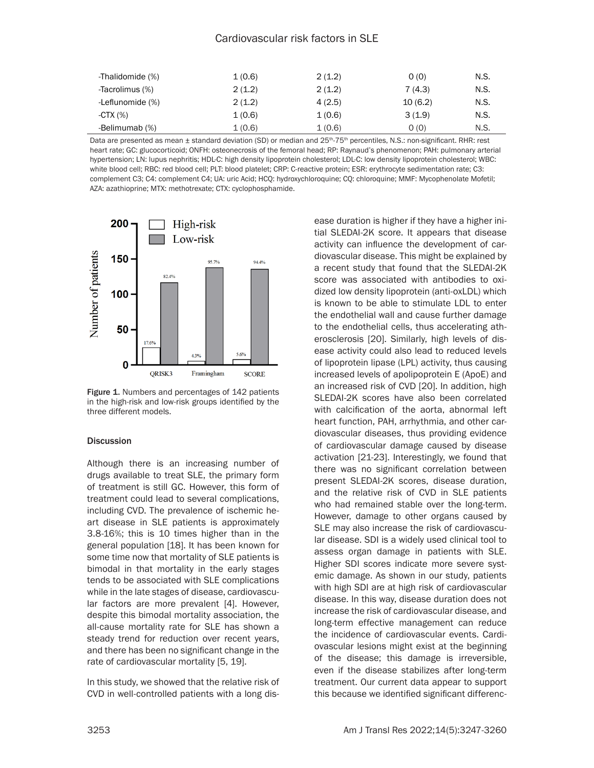| | | | | |
|---|---|---|---|---|
| -Thalidomide (%) | 1 (0.6) | 2 (1.2) | 0 (0) | N.S. |
| -Tacrolimus (%) | 2 (1.2) | 2 (1.2) | 7 (4.3) | N.S. |
| -Leflunomide (%) | 2 (1.2) | 4 (2.5) | 10 (6.2) | N.S. |
| -CTX (%) | 1 (0.6) | 1 (0.6) | 3 (1.9) | N.S. |
| -Belimumab (%) | 1 (0.6) | 1 (0.6) | 0 (0) | N.S. |

Data are presented as mean ± standard deviation (SD) or median and 25th-75th percentiles, N.S.: non-significant. RHR: rest heart rate; GC: glucocorticoid; ONFH: osteonecrosis of the femoral head; RP: Raynaud's phenomenon; PAH: pulmonary arterial hypertension; LN: lupus nephritis; HDL-C: high density lipoprotein cholesterol; LDL-C: low density lipoprotein cholesterol; WBC: white blood cell; RBC: red blood cell; PLT: blood platelet; CRP: C-reactive protein; ESR: erythrocyte sedimentation rate; C3: complement C3; C4: complement C4; UA: uric Acid; HCQ: hydroxychloroquine; CQ: chloroquine; MMF: Mycophenolate Mofetil; AZA: azathioprine; MTX: methotrexate; CTX: cyclophosphamide.

High-risk
Low-risk
Number of patients
200
150
100
50
0
17.6%
82.4%
4.3%
95.7%
5.6%
94.4%
QRISK3
Framingham
SCORE

**Figure 1.** Numbers and percentages of 142 patients in the high-risk and low-risk groups identified by the three different models.

## Discussion

Although there is an increasing number of drugs available to treat SLE, the primary form of treatment is still GC. However, this form of treatment could lead to several complications, including CVD. The prevalence of ischemic heart disease in SLE patients is approximately 3.8-16%; this is 10 times higher than in the general population [18]. It has been known for some time now that mortality of SLE patients is bimodal in that mortality in the early stages tends to be associated with SLE complications while in the late stages of disease, cardiovascular factors are more prevalent [4]. However, despite this bimodal mortality association, the all-cause mortality rate for SLE has shown a steady trend for reduction over recent years, and there has been no significant change in the rate of cardiovascular mortality [5, 19].

In this study, we showed that the relative risk of CVD in well-controlled patients with a long disease duration is higher if they have a higher initial SLEDAI-2K score. It appears that disease activity can influence the development of cardiovascular disease. This might be explained by a recent study that found that the SLEDAI-2K score was associated with antibodies to oxidized low density lipoprotein (anti-oxLDL) which is known to be able to stimulate LDL to enter the endothelial wall and cause further damage to the endothelial cells, thus accelerating atherosclerosis [20]. Similarly, high levels of disease activity could also lead to reduced levels of lipoprotein lipase (LPL) activity, thus causing increased levels of apolipoprotein E (ApoE) and an increased risk of CVD [20]. In addition, high SLEDAI-2K scores have also been correlated with calcification of the aorta, abnormal left heart function, PAH, arrhythmia, and other cardiovascular diseases, thus providing evidence of cardiovascular damage caused by disease activation [21-23]. Interestingly, we found that there was no significant correlation between present SLEDAI-2K scores, disease duration, and the relative risk of CVD in SLE patients who had remained stable over the long-term. However, damage to other organs caused by SLE may also increase the risk of cardiovascular disease. SDI is a widely used clinical tool to assess organ damage in patients with SLE. Higher SDI scores indicate more severe systemic damage. As shown in our study, patients with high SDI are at high risk of cardiovascular disease. In this way, disease duration does not increase the risk of cardiovascular disease, and long-term effective management can reduce the incidence of cardiovascular events. Cardiovascular lesions might exist at the beginning of the disease; this damage is irreversible, even if the disease stabilizes after long-term treatment. Our current data appear to support this because we identified significant differenc-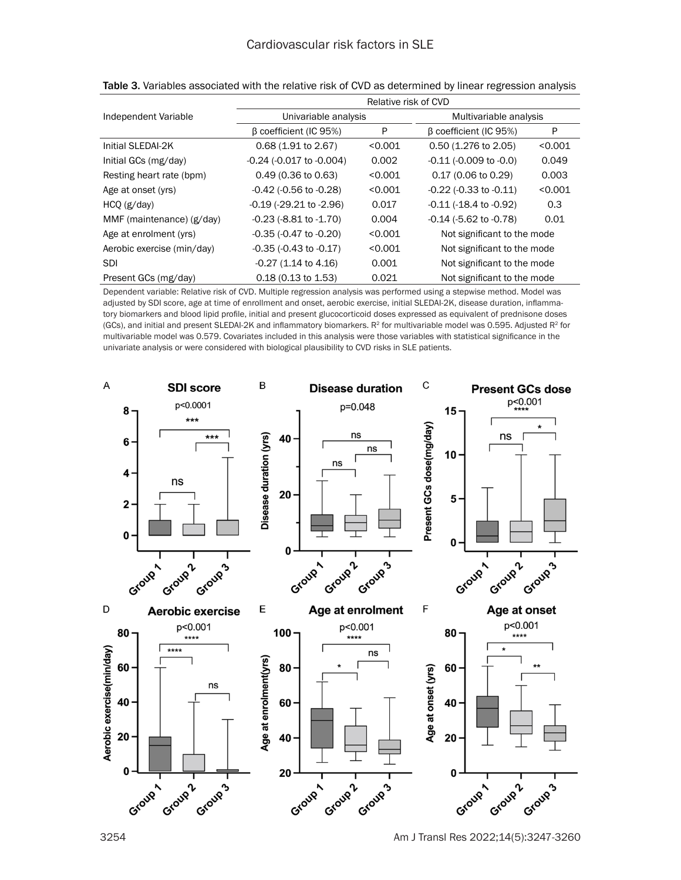Table 3. Variables associated with the relative risk of CVD as determined by linear regression analysis

| Independent Variable | Relative risk of CVD | | | |
|---|---|---|---|---|
| | Univariable analysis | | Multivariable analysis | |
| | β coefficient (IC 95%) | P | β coefficient (IC 95%) | P |
| Initial SLEDAI-2K | 0.68 (1.91 to 2.67) | <0.001 | 0.50 (1.276 to 2.05) | <0.001 |
| Initial GCs (mg/day) | -0.24 (-0.017 to -0.004) | 0.002 | -0.11 (-0.009 to -0.0) | 0.049 |
| Resting heart rate (bpm) | 0.49 (0.36 to 0.63) | <0.001 | 0.17 (0.06 to 0.29) | 0.003 |
| Age at onset (yrs) | -0.42 (-0.56 to -0.28) | <0.001 | -0.22 (-0.33 to -0.11) | <0.001 |
| HCQ (g/day) | -0.19 (-29.21 to -2.96) | 0.017 | -0.11 (-18.4 to -0.92) | 0.3 |
| MMF (maintenance) (g/day) | -0.23 (-8.81 to -1.70) | 0.004 | -0.14 (-5.62 to -0.78) | 0.01 |
| Age at enrolment (yrs) | -0.35 (-0.47 to -0.20) | <0.001 | Not significant to the mode | |
| Aerobic exercise (min/day) | -0.35 (-0.43 to -0.17) | <0.001 | Not significant to the mode | |
| SDI | -0.27 (1.14 to 4.16) | 0.001 | Not significant to the mode | |
| Present GCs (mg/day) | 0.18 (0.13 to 1.53) | 0.021 | Not significant to the mode | |

Dependent variable: Relative risk of CVD. Multiple regression analysis was performed using a stepwise method. Model was adjusted by SDI score, age at time of enrollment and onset, aerobic exercise, initial SLEDAI-2K, disease duration, inflammatory biomarkers and blood lipid profile, initial and present glucocorticoid doses expressed as equivalent of prednisone doses (GCs), and initial and present SLEDAI-2K and inflammatory biomarkers. $R^2$ for multivariable model was 0.595. Adjusted $R^2$ for multivariable model was 0.579. Covariates included in this analysis were those variables with statistical significance in the univariate analysis or were considered with biological plausibility to CVD risks in SLE patients.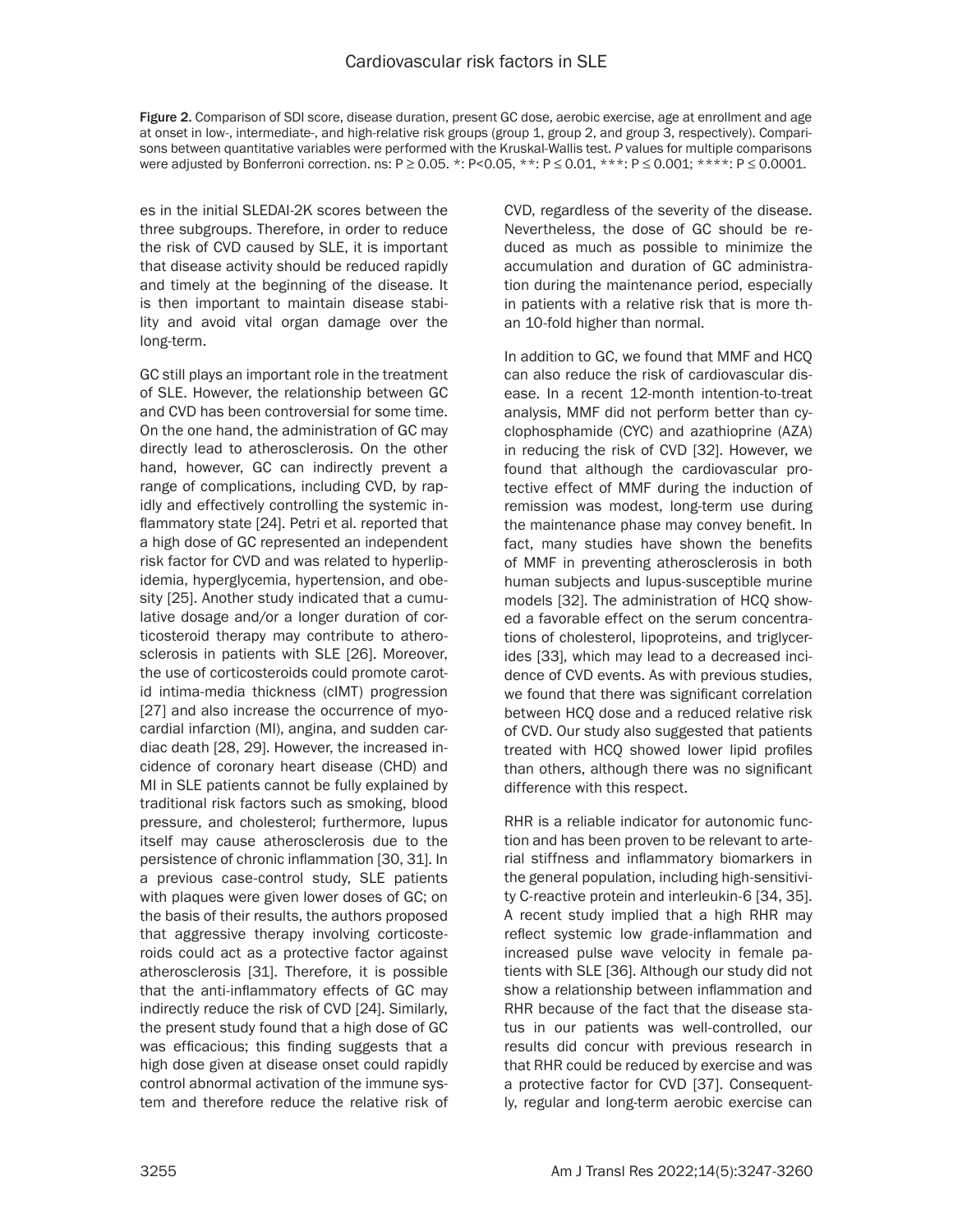Figure 2. Comparison of SDI score, disease duration, present GC dose, aerobic exercise, age at enrollment and age at onset in low-, intermediate-, and high-relative risk groups (group 1, group 2, and group 3, respectively). Comparisons between quantitative variables were performed with the Kruskal-Wallis test. *P* values for multiple comparisons were adjusted by Bonferroni correction. ns: $P \geq 0.05$. *: $P<0.05$, **: $P \leq 0.01$, ***: $P \leq 0.001$; ****: $P \leq 0.0001$.

es in the initial SLEDAI-2K scores between the three subgroups. Therefore, in order to reduce the risk of CVD caused by SLE, it is important that disease activity should be reduced rapidly and timely at the beginning of the disease. It is then important to maintain disease stability and avoid vital organ damage over the long-term.

GC still plays an important role in the treatment of SLE. However, the relationship between GC and CVD has been controversial for some time. On the one hand, the administration of GC may directly lead to atherosclerosis. On the other hand, however, GC can indirectly prevent a range of complications, including CVD, by rapidly and effectively controlling the systemic inflammatory state [24]. Petri et al. reported that a high dose of GC represented an independent risk factor for CVD and was related to hyperlipidemia, hyperglycemia, hypertension, and obesity [25]. Another study indicated that a cumulative dosage and/or a longer duration of corticosteroid therapy may contribute to atherosclerosis in patients with SLE [26]. Moreover, the use of corticosteroids could promote carotid intima-media thickness (cIMT) progression [27] and also increase the occurrence of myocardial infarction (MI), angina, and sudden cardiac death [28, 29]. However, the increased incidence of coronary heart disease (CHD) and MI in SLE patients cannot be fully explained by traditional risk factors such as smoking, blood pressure, and cholesterol; furthermore, lupus itself may cause atherosclerosis due to the persistence of chronic inflammation [30, 31]. In a previous case-control study, SLE patients with plaques were given lower doses of GC; on the basis of their results, the authors proposed that aggressive therapy involving corticosteroids could act as a protective factor against atherosclerosis [31]. Therefore, it is possible that the anti-inflammatory effects of GC may indirectly reduce the risk of CVD [24]. Similarly, the present study found that a high dose of GC was efficacious; this finding suggests that a high dose given at disease onset could rapidly control abnormal activation of the immune system and therefore reduce the relative risk of CVD, regardless of the severity of the disease. Nevertheless, the dose of GC should be reduced as much as possible to minimize the accumulation and duration of GC administration during the maintenance period, especially in patients with a relative risk that is more than 10-fold higher than normal.

In addition to GC, we found that MMF and HCQ can also reduce the risk of cardiovascular disease. In a recent 12-month intention-to-treat analysis, MMF did not perform better than cyclophosphamide (CYC) and azathioprine (AZA) in reducing the risk of CVD [32]. However, we found that although the cardiovascular protective effect of MMF during the induction of remission was modest, long-term use during the maintenance phase may convey benefit. In fact, many studies have shown the benefits of MMF in preventing atherosclerosis in both human subjects and lupus-susceptible murine models [32]. The administration of HCQ showed a favorable effect on the serum concentrations of cholesterol, lipoproteins, and triglycerides [33], which may lead to a decreased incidence of CVD events. As with previous studies, we found that there was significant correlation between HCQ dose and a reduced relative risk of CVD. Our study also suggested that patients treated with HCQ showed lower lipid profiles than others, although there was no significant difference with this respect.

RHR is a reliable indicator for autonomic function and has been proven to be relevant to arterial stiffness and inflammatory biomarkers in the general population, including high-sensitivity C-reactive protein and interleukin-6 [34, 35]. A recent study implied that a high RHR may reflect systemic low grade-inflammation and increased pulse wave velocity in female patients with SLE [36]. Although our study did not show a relationship between inflammation and RHR because of the fact that the disease status in our patients was well-controlled, our results did concur with previous research in that RHR could be reduced by exercise and was a protective factor for CVD [37]. Consequently, regular and long-term aerobic exercise can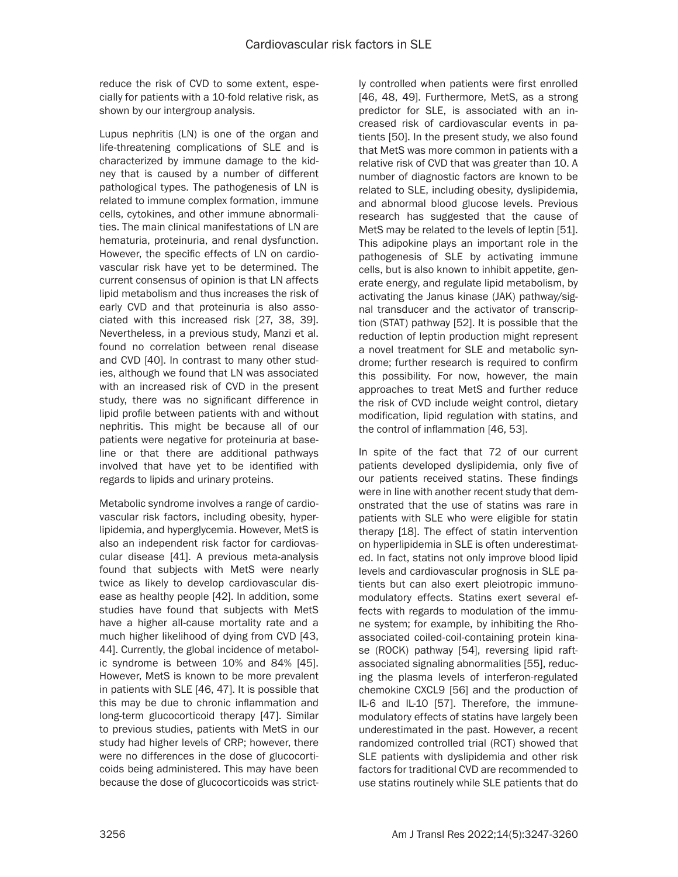reduce the risk of CVD to some extent, especially for patients with a 10-fold relative risk, as shown by our intergroup analysis.

Lupus nephritis (LN) is one of the organ and life-threatening complications of SLE and is characterized by immune damage to the kidney that is caused by a number of different pathological types. The pathogenesis of LN is related to immune complex formation, immune cells, cytokines, and other immune abnormalities. The main clinical manifestations of LN are hematuria, proteinuria, and renal dysfunction. However, the specific effects of LN on cardiovascular risk have yet to be determined. The current consensus of opinion is that LN affects lipid metabolism and thus increases the risk of early CVD and that proteinuria is also associated with this increased risk [27, 38, 39]. Nevertheless, in a previous study, Manzi et al. found no correlation between renal disease and CVD [40]. In contrast to many other studies, although we found that LN was associated with an increased risk of CVD in the present study, there was no significant difference in lipid profile between patients with and without nephritis. This might be because all of our patients were negative for proteinuria at baseline or that there are additional pathways involved that have yet to be identified with regards to lipids and urinary proteins.

Metabolic syndrome involves a range of cardiovascular risk factors, including obesity, hyperlipidemia, and hyperglycemia. However, MetS is also an independent risk factor for cardiovascular disease [41]. A previous meta-analysis found that subjects with MetS were nearly twice as likely to develop cardiovascular disease as healthy people [42]. In addition, some studies have found that subjects with MetS have a higher all-cause mortality rate and a much higher likelihood of dying from CVD [43, 44]. Currently, the global incidence of metabolic syndrome is between 10% and 84% [45]. However, MetS is known to be more prevalent in patients with SLE [46, 47]. It is possible that this may be due to chronic inflammation and long-term glucocorticoid therapy [47]. Similar to previous studies, patients with MetS in our study had higher levels of CRP; however, there were no differences in the dose of glucocorticoids being administered. This may have been because the dose of glucocorticoids was strictly controlled when patients were first enrolled [46, 48, 49]. Furthermore, MetS, as a strong predictor for SLE, is associated with an increased risk of cardiovascular events in patients [50]. In the present study, we also found that MetS was more common in patients with a relative risk of CVD that was greater than 10. A number of diagnostic factors are known to be related to SLE, including obesity, dyslipidemia, and abnormal blood glucose levels. Previous research has suggested that the cause of MetS may be related to the levels of leptin [51]. This adipokine plays an important role in the pathogenesis of SLE by activating immune cells, but is also known to inhibit appetite, generate energy, and regulate lipid metabolism, by activating the Janus kinase (JAK) pathway/signal transducer and the activator of transcription (STAT) pathway [52]. It is possible that the reduction of leptin production might represent a novel treatment for SLE and metabolic syndrome; further research is required to confirm this possibility. For now, however, the main approaches to treat MetS and further reduce the risk of CVD include weight control, dietary modification, lipid regulation with statins, and the control of inflammation [46, 53].

In spite of the fact that 72 of our current patients developed dyslipidemia, only five of our patients received statins. These findings were in line with another recent study that demonstrated that the use of statins was rare in patients with SLE who were eligible for statin therapy [18]. The effect of statin intervention on hyperlipidemia in SLE is often underestimated. In fact, statins not only improve blood lipid levels and cardiovascular prognosis in SLE patients but can also exert pleiotropic immunomodulatory effects. Statins exert several effects with regards to modulation of the immune system; for example, by inhibiting the Rho-associated coiled-coil-containing protein kinase (ROCK) pathway [54], reversing lipid raft-associated signaling abnormalities [55], reducing the plasma levels of interferon-regulated chemokine CXCL9 [56] and the production of IL-6 and IL-10 [57]. Therefore, the immune-modulatory effects of statins have largely been underestimated in the past. However, a recent randomized controlled trial (RCT) showed that SLE patients with dyslipidemia and other risk factors for traditional CVD are recommended to use statins routinely while SLE patients that do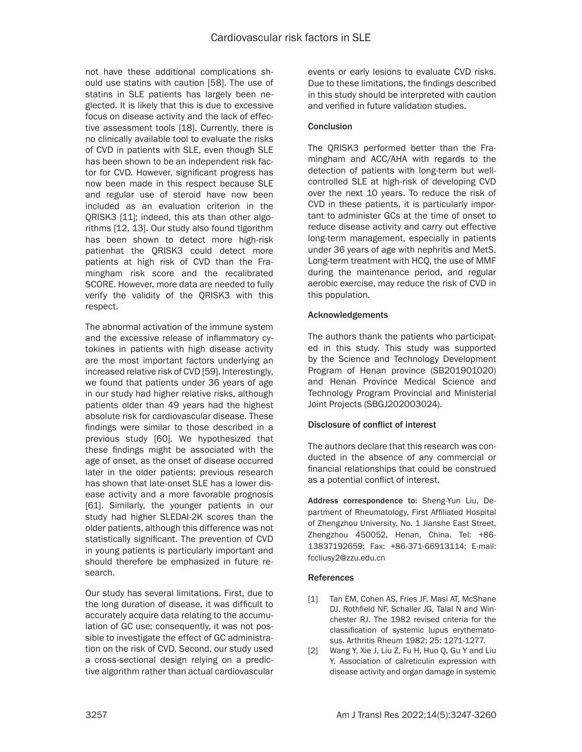not have these additional complications should use statins with caution [58]. The use of statins in SLE patients has largely been neglected. It is likely that this is due to excessive focus on disease activity and the lack of effective assessment tools [18]. Currently, there is no clinically available tool to evaluate the risks of CVD in patients with SLE, even though SLE has been shown to be an independent risk factor for CVD. However, significant progress has now been made in this respect because SLE and regular use of steroid have now been included as an evaluation criterion in the QRISK3 [11]; indeed, this ats than other algorithms [12, 13]. Our study also found tlgorithm has been shown to detect more high-risk patienhat the QRISK3 could detect more patients at high risk of CVD than the Framingham risk score and the recalibrated SCORE. However, more data are needed to fully verify the validity of the QRISK3 with this respect.

The abnormal activation of the immune system and the excessive release of inflammatory cytokines in patients with high disease activity are the most important factors underlying an increased relative risk of CVD [59]. Interestingly, we found that patients under 36 years of age in our study had higher relative risks, although patients older than 49 years had the highest absolute risk for cardiovascular disease. These findings were similar to those described in a previous study [60]. We hypothesized that these findings might be associated with the age of onset, as the onset of disease occurred later in the older patients; previous research has shown that late-onset SLE has a lower disease activity and a more favorable prognosis [61]. Similarly, the younger patients in our study had higher SLEDAI-2K scores than the older patients, although this difference was not statistically significant. The prevention of CVD in young patients is particularly important and should therefore be emphasized in future research.

Our study has several limitations. First, due to the long duration of disease, it was difficult to accurately acquire data relating to the accumulation of GC use; consequently, it was not possible to investigate the effect of GC administration on the risk of CVD. Second, our study used a cross-sectional design relying on a predictive algorithm rather than actual cardiovascular events or early lesions to evaluate CVD risks. Due to these limitations, the findings described in this study should be interpreted with caution and verified in future validation studies.

## Conclusion

The QRISK3 performed better than the Framingham and ACC/AHA with regards to the detection of patients with long-term but well-controlled SLE at high-risk of developing CVD over the next 10 years. To reduce the risk of CVD in these patients, it is particularly important to administer GCs at the time of onset to reduce disease activity and carry out effective long-term management, especially in patients under 36 years of age with nephritis and MetS. Long-term treatment with HCQ, the use of MMF during the maintenance period, and regular aerobic exercise, may reduce the risk of CVD in this population.

## Acknowledgements

The authors thank the patients who participated in this study. This study was supported by the Science and Technology Development Program of Henan province (SB201901020) and Henan Province Medical Science and Technology Program Provincial and Ministerial Joint Projects (SBGJ202003024).

## Disclosure of conflict of interest

The authors declare that this research was conducted in the absence of any commercial or financial relationships that could be construed as a potential conflict of interest.

**Address correspondence to:** Sheng-Yun Liu, Department of Rheumatology, First Affiliated Hospital of Zhengzhou University, No. 1 Jianshe East Street, Zhengzhou 450052, Henan, China. Tel: +86-13837192659; Fax: +86-371-66913114; E-mail: fccliusy2@zzu.edu.cn

## References

[1] Tan EM, Cohen AS, Fries JF, Masi AT, McShane DJ, Rothfield NF, Schaller JG, Talal N and Winchester RJ. The 1982 revised criteria for the classification of systemic lupus erythematosus. Arthritis Rheum 1982; 25: 1271-1277.

[2] Wang Y, Xie J, Liu Z, Fu H, Huo Q, Gu Y and Liu Y. Association of calreticulin expression with disease activity and organ damage in systemic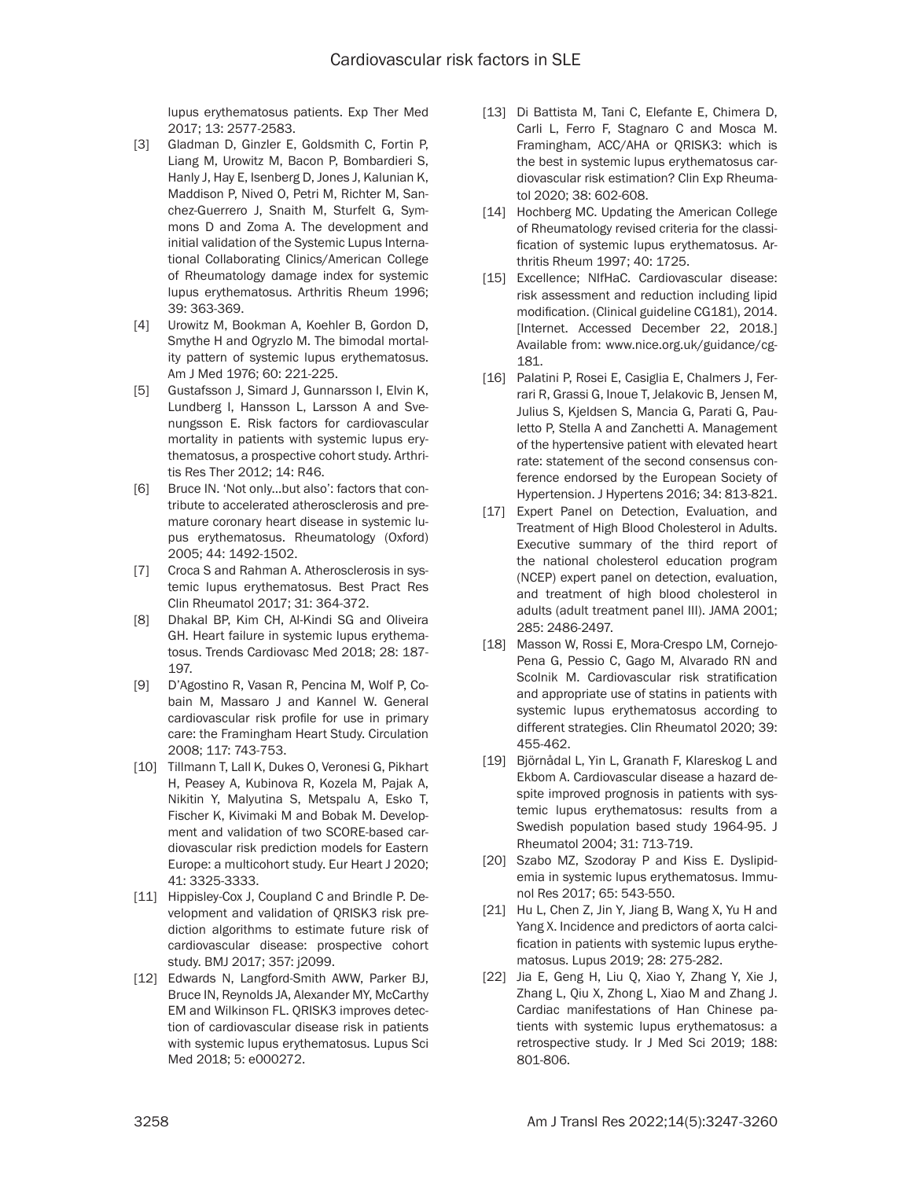lupus erythematosus patients. Exp Ther Med 2017; 13: 2577-2583.

[3] Gladman D, Ginzler E, Goldsmith C, Fortin P, Liang M, Urowitz M, Bacon P, Bombardieri S, Hanly J, Hay E, Isenberg D, Jones J, Kalunian K, Maddison P, Nived O, Petri M, Richter M, Sanchez-Guerrero J, Snaith M, Sturfelt G, Symmons D and Zoma A. The development and initial validation of the Systemic Lupus International Collaborating Clinics/American College of Rheumatology damage index for systemic lupus erythematosus. Arthritis Rheum 1996; 39: 363-369.

[4] Urowitz M, Bookman A, Koehler B, Gordon D, Smythe H and Ogryzlo M. The bimodal mortality pattern of systemic lupus erythematosus. Am J Med 1976; 60: 221-225.

[5] Gustafsson J, Simard J, Gunnarsson I, Elvin K, Lundberg I, Hansson L, Larsson A and Svenungsson E. Risk factors for cardiovascular mortality in patients with systemic lupus erythematosus, a prospective cohort study. Arthritis Res Ther 2012; 14: R46.

[6] Bruce IN. 'Not only...but also': factors that contribute to accelerated atherosclerosis and premature coronary heart disease in systemic lupus erythematosus. Rheumatology (Oxford) 2005; 44: 1492-1502.

[7] Croca S and Rahman A. Atherosclerosis in systemic lupus erythematosus. Best Pract Res Clin Rheumatol 2017; 31: 364-372.

[8] Dhakal BP, Kim CH, Al-Kindi SG and Oliveira GH. Heart failure in systemic lupus erythematosus. Trends Cardiovasc Med 2018; 28: 187-197.

[9] D'Agostino R, Vasan R, Pencina M, Wolf P, Cobain M, Massaro J and Kannel W. General cardiovascular risk profile for use in primary care: the Framingham Heart Study. Circulation 2008; 117: 743-753.

[10] Tillmann T, Lall K, Dukes O, Veronesi G, Pikhart H, Peasey A, Kubinova R, Kozela M, Pajak A, Nikitin Y, Malyutina S, Metspalu A, Esko T, Fischer K, Kivimaki M and Bobak M. Development and validation of two SCORE-based cardiovascular risk prediction models for Eastern Europe: a multicohort study. Eur Heart J 2020; 41: 3325-3333.

[11] Hippisley-Cox J, Coupland C and Brindle P. Development and validation of QRISK3 risk prediction algorithms to estimate future risk of cardiovascular disease: prospective cohort study. BMJ 2017; 357: j2099.

[12] Edwards N, Langford-Smith AWW, Parker BJ, Bruce IN, Reynolds JA, Alexander MY, McCarthy EM and Wilkinson FL. QRISK3 improves detection of cardiovascular disease risk in patients with systemic lupus erythematosus. Lupus Sci Med 2018; 5: e000272.

[13] Di Battista M, Tani C, Elefante E, Chimera D, Carli L, Ferro F, Stagnaro C and Mosca M. Framingham, ACC/AHA or QRISK3: which is the best in systemic lupus erythematosus cardiovascular risk estimation? Clin Exp Rheumatol 2020; 38: 602-608.

[14] Hochberg MC. Updating the American College of Rheumatology revised criteria for the classification of systemic lupus erythematosus. Arthritis Rheum 1997; 40: 1725.

[15] Excellence; NIfHaC. Cardiovascular disease: risk assessment and reduction including lipid modification. (Clinical guideline CG181), 2014. [Internet. Accessed December 22, 2018.] Available from: www.nice.org.uk/guidance/cg-181.

[16] Palatini P, Rosei E, Casiglia E, Chalmers J, Ferrari R, Grassi G, Inoue T, Jelakovic B, Jensen M, Julius S, Kjeldsen S, Mancia G, Parati G, Pauletto P, Stella A and Zanchetti A. Management of the hypertensive patient with elevated heart rate: statement of the second consensus conference endorsed by the European Society of Hypertension. J Hypertens 2016; 34: 813-821.

[17] Expert Panel on Detection, Evaluation, and Treatment of High Blood Cholesterol in Adults. Executive summary of the third report of the national cholesterol education program (NCEP) expert panel on detection, evaluation, and treatment of high blood cholesterol in adults (adult treatment panel III). JAMA 2001; 285: 2486-2497.

[18] Masson W, Rossi E, Mora-Crespo LM, Cornejo-Pena G, Pessio C, Gago M, Alvarado RN and Scolnik M. Cardiovascular risk stratification and appropriate use of statins in patients with systemic lupus erythematosus according to different strategies. Clin Rheumatol 2020; 39: 455-462.

[19] Björnådal L, Yin L, Granath F, Klareskog L and Ekbom A. Cardiovascular disease a hazard despite improved prognosis in patients with systemic lupus erythematosus: results from a Swedish population based study 1964-95. J Rheumatol 2004; 31: 713-719.

[20] Szabo MZ, Szodoray P and Kiss E. Dyslipidemia in systemic lupus erythematosus. Immunol Res 2017; 65: 543-550.

[21] Hu L, Chen Z, Jin Y, Jiang B, Wang X, Yu H and Yang X. Incidence and predictors of aorta calcification in patients with systemic lupus erythematosus. Lupus 2019; 28: 275-282.

[22] Jia E, Geng H, Liu Q, Xiao Y, Zhang Y, Xie J, Zhang L, Qiu X, Zhong L, Xiao M and Zhang J. Cardiac manifestations of Han Chinese patients with systemic lupus erythematosus: a retrospective study. Ir J Med Sci 2019; 188: 801-806.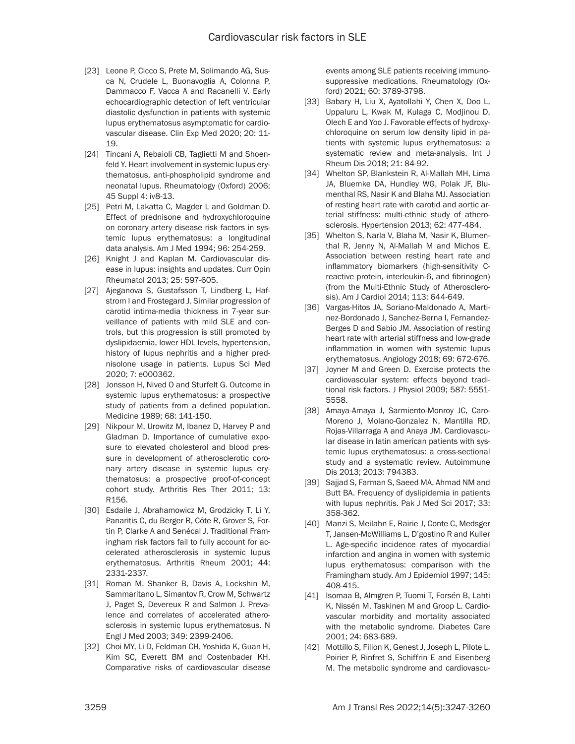[23] Leone P, Cicco S, Prete M, Solimando AG, Susca N, Crudele L, Buonavoglia A, Colonna P, Dammacco F, Vacca A and Racanelli V. Early echocardiographic detection of left ventricular diastolic dysfunction in patients with systemic lupus erythematosus asymptomatic for cardiovascular disease. Clin Exp Med 2020; 20: 11-19.

[24] Tincani A, Rebaioli CB, Taglietti M and Shoenfeld Y. Heart involvement in systemic lupus erythematosus, anti-phospholipid syndrome and neonatal lupus. Rheumatology (Oxford) 2006; 45 Suppl 4: iv8-13.

[25] Petri M, Lakatta C, Magder L and Goldman D. Effect of prednisone and hydroxychloroquine on coronary artery disease risk factors in systemic lupus erythematosus: a longitudinal data analysis. Am J Med 1994; 96: 254-259.

[26] Knight J and Kaplan M. Cardiovascular disease in lupus: insights and updates. Curr Opin Rheumatol 2013; 25: 597-605.

[27] Ajeganova S, Gustafsson T, Lindberg L, Hafstrom I and Frostegard J. Similar progression of carotid intima-media thickness in 7-year surveillance of patients with mild SLE and controls, but this progression is still promoted by dyslipidaemia, lower HDL levels, hypertension, history of lupus nephritis and a higher prednisolone usage in patients. Lupus Sci Med 2020; 7: e000362.

[28] Jonsson H, Nived O and Sturfelt G. Outcome in systemic lupus erythematosus: a prospective study of patients from a defined population. Medicine 1989; 68: 141-150.

[29] Nikpour M, Urowitz M, Ibanez D, Harvey P and Gladman D. Importance of cumulative exposure to elevated cholesterol and blood pressure in development of atherosclerotic coronary artery disease in systemic lupus erythematosus: a prospective proof-of-concept cohort study. Arthritis Res Ther 2011; 13: R156.

[30] Esdaile J, Abrahamowicz M, Grodzicky T, Li Y, Panaritis C, du Berger R, Côte R, Grover S, Fortin P, Clarke A and Senécal J. Traditional Framingham risk factors fail to fully account for accelerated atherosclerosis in systemic lupus erythematosus. Arthritis Rheum 2001; 44: 2331-2337.

[31] Roman M, Shanker B, Davis A, Lockshin M, Sammaritano L, Simantov R, Crow M, Schwartz J, Paget S, Devereux R and Salmon J. Prevalence and correlates of accelerated atherosclerosis in systemic lupus erythematosus. N Engl J Med 2003; 349: 2399-2406.

[32] Choi MY, Li D, Feldman CH, Yoshida K, Guan H, Kim SC, Everett BM and Costenbader KH. Comparative risks of cardiovascular disease events among SLE patients receiving immunosuppressive medications. Rheumatology (Oxford) 2021; 60: 3789-3798.

[33] Babary H, Liu X, Ayatollahi Y, Chen X, Doo L, Uppaluru L, Kwak M, Kulaga C, Modjinou D, Olech E and Yoo J. Favorable effects of hydroxychloroquine on serum low density lipid in patients with systemic lupus erythematosus: a systematic review and meta-analysis. Int J Rheum Dis 2018; 21: 84-92.

[34] Whelton SP, Blankstein R, Al-Mallah MH, Lima JA, Bluemke DA, Hundley WG, Polak JF, Blumenthal RS, Nasir K and Blaha MJ. Association of resting heart rate with carotid and aortic arterial stiffness: multi-ethnic study of atherosclerosis. Hypertension 2013; 62: 477-484.

[35] Whelton S, Narla V, Blaha M, Nasir K, Blumenthal R, Jenny N, Al-Mallah M and Michos E. Association between resting heart rate and inflammatory biomarkers (high-sensitivity C-reactive protein, interleukin-6, and fibrinogen) (from the Multi-Ethnic Study of Atherosclerosis). Am J Cardiol 2014; 113: 644-649.

[36] Vargas-Hitos JA, Soriano-Maldonado A, Martinez-Bordonado J, Sanchez-Berna I, Fernandez-Berges D and Sabio JM. Association of resting heart rate with arterial stiffness and low-grade inflammation in women with systemic lupus erythematosus. Angiology 2018; 69: 672-676.

[37] Joyner M and Green D. Exercise protects the cardiovascular system: effects beyond traditional risk factors. J Physiol 2009; 587: 5551-5558.

[38] Amaya-Amaya J, Sarmiento-Monroy JC, Caro-Moreno J, Molano-Gonzalez N, Mantilla RD, Rojas-Villarraga A and Anaya JM. Cardiovascular disease in latin american patients with systemic lupus erythematosus: a cross-sectional study and a systematic review. Autoimmune Dis 2013; 2013: 794383.

[39] Sajjad S, Farman S, Saeed MA, Ahmad NM and Butt BA. Frequency of dyslipidemia in patients with lupus nephritis. Pak J Med Sci 2017; 33: 358-362.

[40] Manzi S, Meilahn E, Rairie J, Conte C, Medsger T, Jansen-McWilliams L, D'gostino R and Kuller L. Age-specific incidence rates of myocardial infarction and angina in women with systemic lupus erythematosus: comparison with the Framingham study. Am J Epidemiol 1997; 145: 408-415.

[41] Isomaa B, Almgren P, Tuomi T, Forsén B, Lahti K, Nissén M, Taskinen M and Groop L. Cardiovascular morbidity and mortality associated with the metabolic syndrome. Diabetes Care 2001; 24: 683-689.

[42] Mottillo S, Filion K, Genest J, Joseph L, Pilote L, Poirier P, Rinfret S, Schiffrin E and Eisenberg M. The metabolic syndrome and cardiovascu-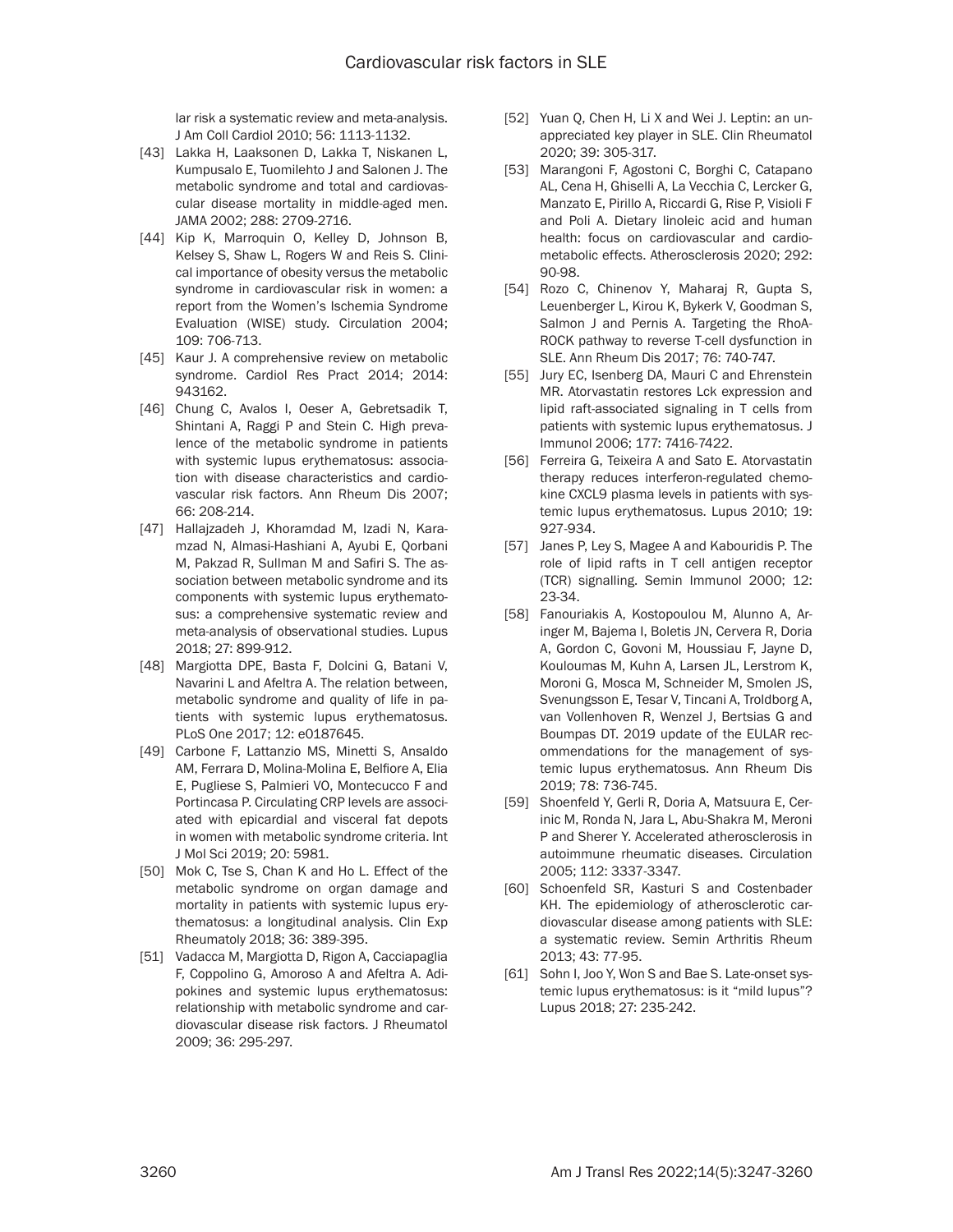lar risk a systematic review and meta-analysis. J Am Coll Cardiol 2010; 56: 1113-1132.

[43] Lakka H, Laaksonen D, Lakka T, Niskanen L, Kumpusalo E, Tuomilehto J and Salonen J. The metabolic syndrome and total and cardiovascular disease mortality in middle-aged men. JAMA 2002; 288: 2709-2716.

[44] Kip K, Marroquin O, Kelley D, Johnson B, Kelsey S, Shaw L, Rogers W and Reis S. Clinical importance of obesity versus the metabolic syndrome in cardiovascular risk in women: a report from the Women's Ischemia Syndrome Evaluation (WISE) study. Circulation 2004; 109: 706-713.

[45] Kaur J. A comprehensive review on metabolic syndrome. Cardiol Res Pract 2014; 2014: 943162.

[46] Chung C, Avalos I, Oeser A, Gebretsadik T, Shintani A, Raggi P and Stein C. High prevalence of the metabolic syndrome in patients with systemic lupus erythematosus: association with disease characteristics and cardiovascular risk factors. Ann Rheum Dis 2007; 66: 208-214.

[47] Hallajzadeh J, Khoramdad M, Izadi N, Karamzad N, Almasi-Hashiani A, Ayubi E, Qorbani M, Pakzad R, Sullman M and Safiri S. The association between metabolic syndrome and its components with systemic lupus erythematosus: a comprehensive systematic review and meta-analysis of observational studies. Lupus 2018; 27: 899-912.

[48] Margiotta DPE, Basta F, Dolcini G, Batani V, Navarini L and Afeltra A. The relation between, metabolic syndrome and quality of life in patients with systemic lupus erythematosus. PLoS One 2017; 12: e0187645.

[49] Carbone F, Lattanzio MS, Minetti S, Ansaldo AM, Ferrara D, Molina-Molina E, Belfiore A, Elia E, Pugliese S, Palmieri VO, Montecucco F and Portincasa P. Circulating CRP levels are associated with epicardial and visceral fat depots in women with metabolic syndrome criteria. Int J Mol Sci 2019; 20: 5981.

[50] Mok C, Tse S, Chan K and Ho L. Effect of the metabolic syndrome on organ damage and mortality in patients with systemic lupus erythematosus: a longitudinal analysis. Clin Exp Rheumatoly 2018; 36: 389-395.

[51] Vadacca M, Margiotta D, Rigon A, Cacciapaglia F, Coppolino G, Amoroso A and Afeltra A. Adipokines and systemic lupus erythematosus: relationship with metabolic syndrome and cardiovascular disease risk factors. J Rheumatol 2009; 36: 295-297.

[52] Yuan Q, Chen H, Li X and Wei J. Leptin: an unappreciated key player in SLE. Clin Rheumatol 2020; 39: 305-317.

[53] Marangoni F, Agostoni C, Borghi C, Catapano AL, Cena H, Ghiselli A, La Vecchia C, Lercker G, Manzato E, Pirillo A, Riccardi G, Rise P, Visioli F and Poli A. Dietary linoleic acid and human health: focus on cardiovascular and cardiometabolic effects. Atherosclerosis 2020; 292: 90-98.

[54] Rozo C, Chinenov Y, Maharaj R, Gupta S, Leuenberger L, Kirou K, Bykerk V, Goodman S, Salmon J and Pernis A. Targeting the RhoA-ROCK pathway to reverse T-cell dysfunction in SLE. Ann Rheum Dis 2017; 76: 740-747.

[55] Jury EC, Isenberg DA, Mauri C and Ehrenstein MR. Atorvastatin restores Lck expression and lipid raft-associated signaling in T cells from patients with systemic lupus erythematosus. J Immunol 2006; 177: 7416-7422.

[56] Ferreira G, Teixeira A and Sato E. Atorvastatin therapy reduces interferon-regulated chemokine CXCL9 plasma levels in patients with systemic lupus erythematosus. Lupus 2010; 19: 927-934.

[57] Janes P, Ley S, Magee A and Kabouridis P. The role of lipid rafts in T cell antigen receptor (TCR) signalling. Semin Immunol 2000; 12: 23-34.

[58] Fanouriakis A, Kostopoulou M, Alunno A, Aringer M, Bajema I, Boletis JN, Cervera R, Doria A, Gordon C, Govoni M, Houssiau F, Jayne D, Kouloumas M, Kuhn A, Larsen JL, Lerstrom K, Moroni G, Mosca M, Schneider M, Smolen JS, Svenungsson E, Tesar V, Tincani A, Troldborg A, van Vollenhoven R, Wenzel J, Bertsias G and Boumpas DT. 2019 update of the EULAR recommendations for the management of systemic lupus erythematosus. Ann Rheum Dis 2019; 78: 736-745.

[59] Shoenfeld Y, Gerli R, Doria A, Matsuura E, Cerinic M, Ronda N, Jara L, Abu-Shakra M, Meroni P and Sherer Y. Accelerated atherosclerosis in autoimmune rheumatic diseases. Circulation 2005; 112: 3337-3347.

[60] Schoenfeld SR, Kasturi S and Costenbader KH. The epidemiology of atherosclerotic cardiovascular disease among patients with SLE: a systematic review. Semin Arthritis Rheum 2013; 43: 77-95.

[61] Sohn I, Joo Y, Won S and Bae S. Late-onset systemic lupus erythematosus: is it "mild lupus"? Lupus 2018; 27: 235-242.